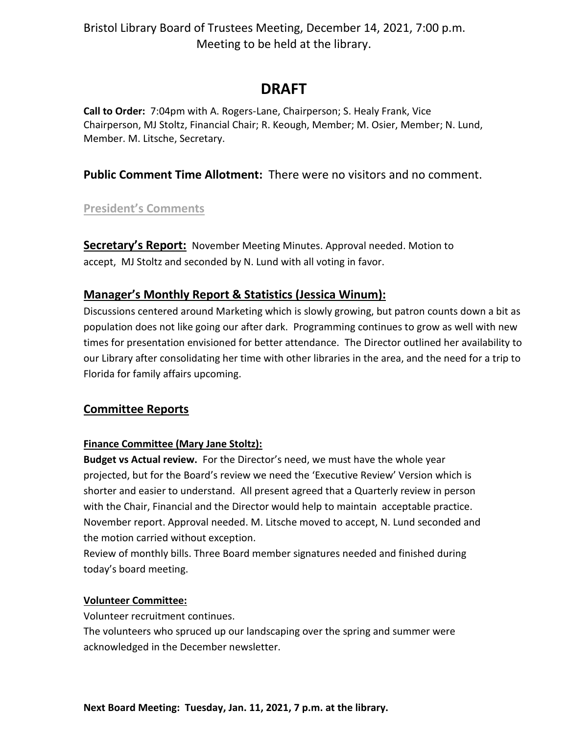Bristol Library Board of Trustees Meeting, December 14, 2021, 7:00 p.m.
Meeting to be held at the library.

# DRAFT

**Call to Order:** 7:04pm with A. Rogers-Lane, Chairperson; S. Healy Frank, Vice Chairperson, MJ Stoltz, Financial Chair; R. Keough, Member; M. Osier, Member; N. Lund, Member. M. Litsche, Secretary.

## Public Comment Time Allotment: There were no visitors and no comment.

## President's Comments

## Secretary's Report:

November Meeting Minutes. Approval needed. Motion to accept, MJ Stoltz and seconded by N. Lund with all voting in favor.

## Manager's Monthly Report & Statistics (Jessica Winum):

Discussions centered around Marketing which is slowly growing, but patron counts down a bit as population does not like going our after dark. Programming continues to grow as well with new times for presentation envisioned for better attendance. The Director outlined her availability to our Library after consolidating her time with other libraries in the area, and the need for a trip to Florida for family affairs upcoming.

## Committee Reports

### Finance Committee (Mary Jane Stoltz):

**Budget vs Actual review.** For the Director's need, we must have the whole year projected, but for the Board's review we need the 'Executive Review' Version which is shorter and easier to understand. All present agreed that a Quarterly review in person with the Chair, Financial and the Director would help to maintain acceptable practice. November report. Approval needed. M. Litsche moved to accept, N. Lund seconded and the motion carried without exception.

Review of monthly bills. Three Board member signatures needed and finished during today's board meeting.

### Volunteer Committee:

Volunteer recruitment continues.

The volunteers who spruced up our landscaping over the spring and summer were acknowledged in the December newsletter.

**Next Board Meeting: Tuesday, Jan. 11, 2021, 7 p.m. at the library.**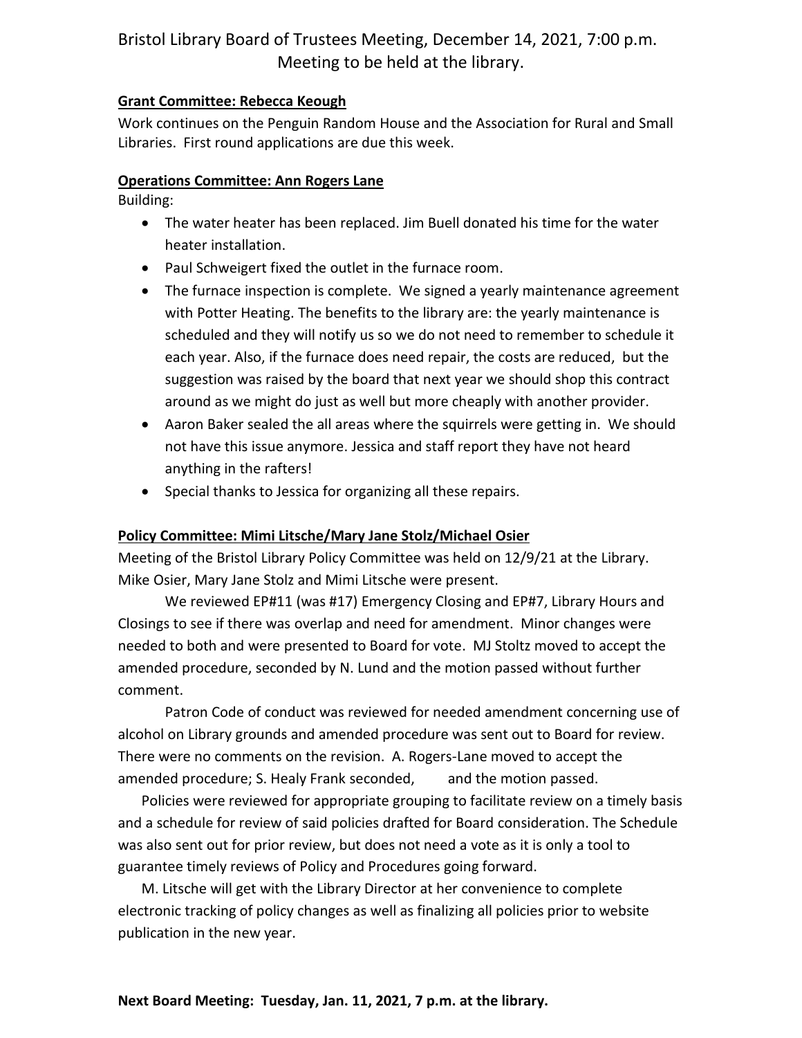Bristol Library Board of Trustees Meeting, December 14, 2021, 7:00 p.m. Meeting to be held at the library.

**Grant Committee: Rebecca Keough**

Work continues on the Penguin Random House and the Association for Rural and Small Libraries. First round applications are due this week.

**Operations Committee: Ann Rogers Lane**

Building:

- The water heater has been replaced. Jim Buell donated his time for the water heater installation.
- Paul Schweigert fixed the outlet in the furnace room.
- The furnace inspection is complete. We signed a yearly maintenance agreement with Potter Heating. The benefits to the library are: the yearly maintenance is scheduled and they will notify us so we do not need to remember to schedule it each year. Also, if the furnace does need repair, the costs are reduced, but the suggestion was raised by the board that next year we should shop this contract around as we might do just as well but more cheaply with another provider.
- Aaron Baker sealed the all areas where the squirrels were getting in. We should not have this issue anymore. Jessica and staff report they have not heard anything in the rafters!
- Special thanks to Jessica for organizing all these repairs.

**Policy Committee: Mimi Litsche/Mary Jane Stolz/Michael Osier**

Meeting of the Bristol Library Policy Committee was held on 12/9/21 at the Library. Mike Osier, Mary Jane Stolz and Mimi Litsche were present.

We reviewed EP#11 (was #17) Emergency Closing and EP#7, Library Hours and Closings to see if there was overlap and need for amendment. Minor changes were needed to both and were presented to Board for vote. MJ Stoltz moved to accept the amended procedure, seconded by N. Lund and the motion passed without further comment.

Patron Code of conduct was reviewed for needed amendment concerning use of alcohol on Library grounds and amended procedure was sent out to Board for review. There were no comments on the revision. A. Rogers-Lane moved to accept the amended procedure; S. Healy Frank seconded, and the motion passed.

Policies were reviewed for appropriate grouping to facilitate review on a timely basis and a schedule for review of said policies drafted for Board consideration. The Schedule was also sent out for prior review, but does not need a vote as it is only a tool to guarantee timely reviews of Policy and Procedures going forward.

M. Litsche will get with the Library Director at her convenience to complete electronic tracking of policy changes as well as finalizing all policies prior to website publication in the new year.

**Next Board Meeting: Tuesday, Jan. 11, 2021, 7 p.m. at the library.**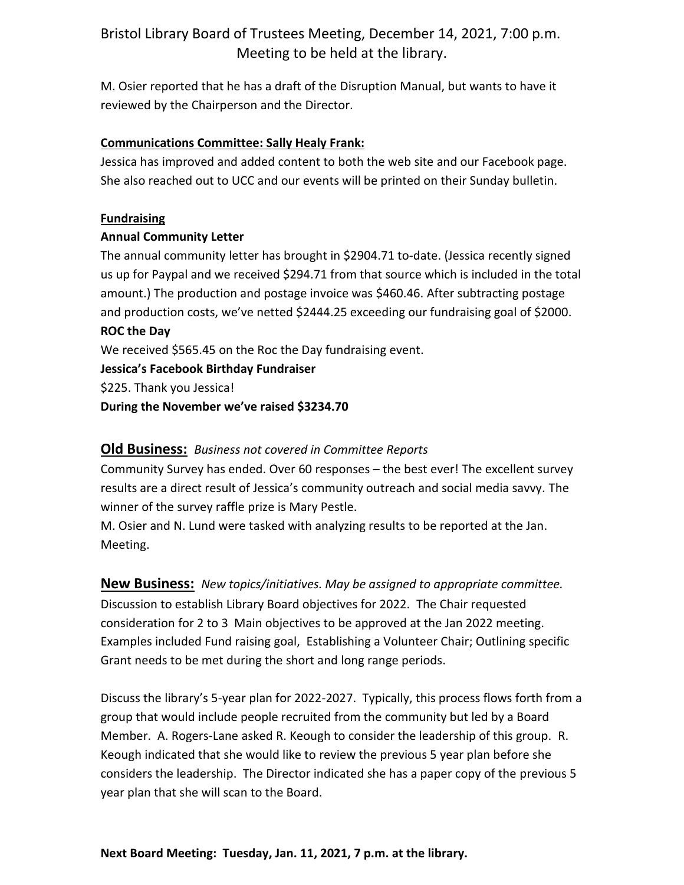# Bristol Library Board of Trustees Meeting, December 14, 2021, 7:00 p.m. Meeting to be held at the library.

M. Osier reported that he has a draft of the Disruption Manual, but wants to have it reviewed by the Chairperson and the Director.

**Communications Committee: Sally Healy Frank:**

Jessica has improved and added content to both the web site and our Facebook page. She also reached out to UCC and our events will be printed on their Sunday bulletin.

**Fundraising**

**Annual Community Letter**

The annual community letter has brought in $2904.71 to-date. (Jessica recently signed us up for Paypal and we received $294.71 from that source which is included in the total amount.) The production and postage invoice was $460.46. After subtracting postage and production costs, we've netted $2444.25 exceeding our fundraising goal of $2000.

**ROC the Day**

We received $565.45 on the Roc the Day fundraising event.

**Jessica's Facebook Birthday Fundraiser**

$225. Thank you Jessica!

**During the November we've raised $3234.70**

## Old Business: *Business not covered in Committee Reports*

Community Survey has ended. Over 60 responses – the best ever! The excellent survey results are a direct result of Jessica's community outreach and social media savvy. The winner of the survey raffle prize is Mary Pestle.

M. Osier and N. Lund were tasked with analyzing results to be reported at the Jan. Meeting.

## New Business: *New topics/initiatives. May be assigned to appropriate committee.*

Discussion to establish Library Board objectives for 2022. The Chair requested consideration for 2 to 3 Main objectives to be approved at the Jan 2022 meeting. Examples included Fund raising goal, Establishing a Volunteer Chair; Outlining specific Grant needs to be met during the short and long range periods.

Discuss the library's 5-year plan for 2022-2027. Typically, this process flows forth from a group that would include people recruited from the community but led by a Board Member. A. Rogers-Lane asked R. Keough to consider the leadership of this group. R. Keough indicated that she would like to review the previous 5 year plan before she considers the leadership. The Director indicated she has a paper copy of the previous 5 year plan that she will scan to the Board.

**Next Board Meeting: Tuesday, Jan. 11, 2021, 7 p.m. at the library.**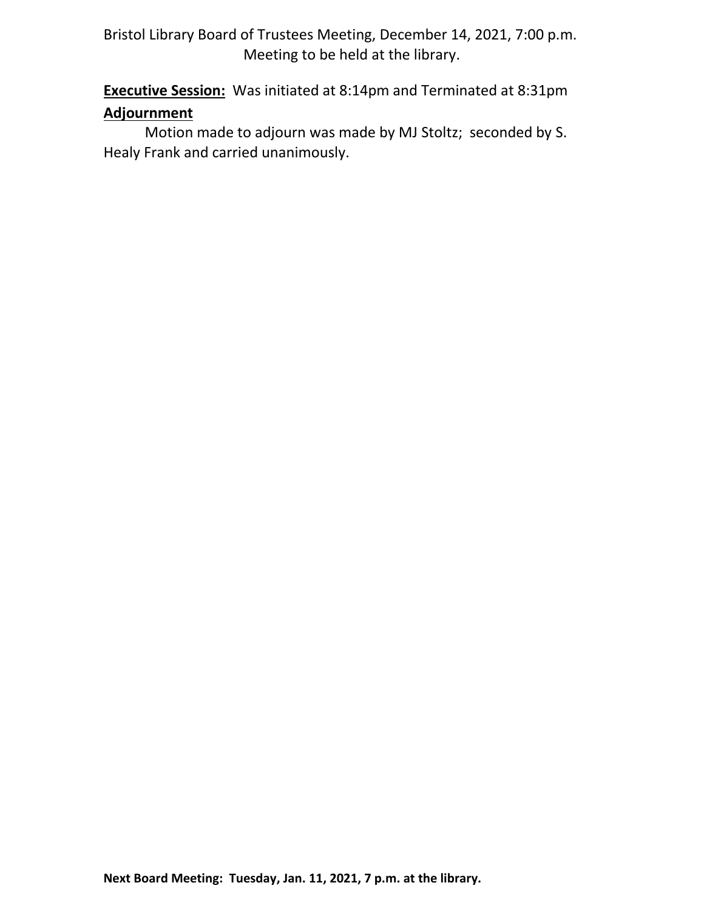Bristol Library Board of Trustees Meeting, December 14, 2021, 7:00 p.m.
Meeting to be held at the library.

**Executive Session:** Was initiated at 8:14pm and Terminated at 8:31pm

**Adjournment**

Motion made to adjourn was made by MJ Stoltz; seconded by S. Healy Frank and carried unanimously.

**Next Board Meeting: Tuesday, Jan. 11, 2021, 7 p.m. at the library.**